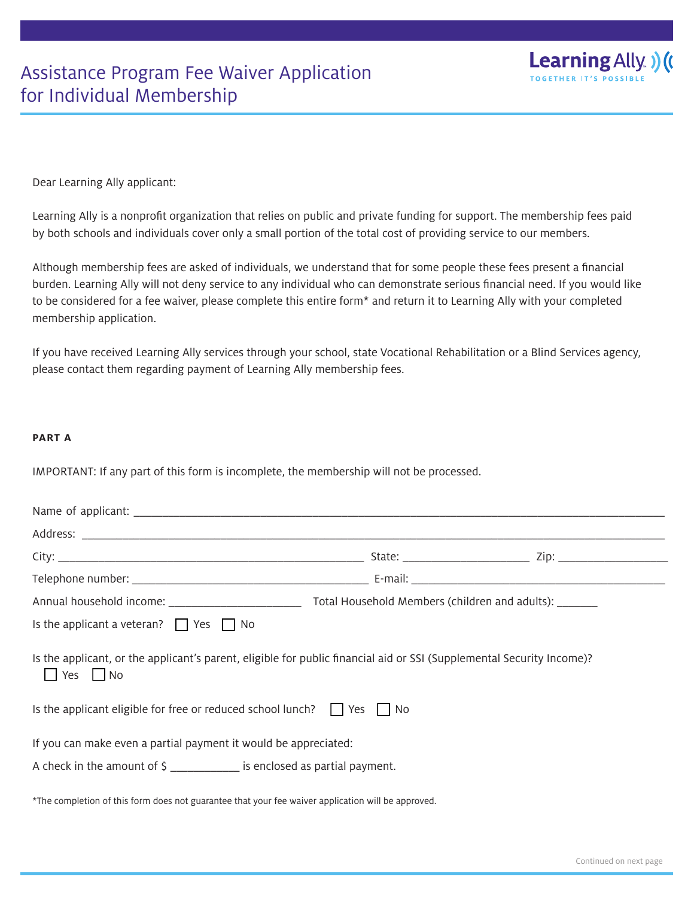# Assistance Program Fee Waiver Application for Individual Membership

Learning Ally
TOGETHER IT'S POSSIBLE

Dear Learning Ally applicant:

Learning Ally is a nonprofit organization that relies on public and private funding for support. The membership fees paid by both schools and individuals cover only a small portion of the total cost of providing service to our members.

Although membership fees are asked of individuals, we understand that for some people these fees present a financial burden. Learning Ally will not deny service to any individual who can demonstrate serious financial need. If you would like to be considered for a fee waiver, please complete this entire form* and return it to Learning Ally with your completed membership application.

If you have received Learning Ally services through your school, state Vocational Rehabilitation or a Blind Services agency, please contact them regarding payment of Learning Ally membership fees.

**PART A**

IMPORTANT: If any part of this form is incomplete, the membership will not be processed.

Name of applicant: ______________________________________________

Address: ______________________________________________

City: ______________________ State: ______________ Zip: ______________

Telephone number: ______________________ E-mail: ______________________

Annual household income: ______________ Total Household Members (children and adults): _______

Is the applicant a veteran? ☐ Yes ☐ No

Is the applicant, or the applicant's parent, eligible for public financial aid or SSI (Supplemental Security Income)?
☐ Yes ☐ No

Is the applicant eligible for free or reduced school lunch? ☐ Yes ☐ No

If you can make even a partial payment it would be appreciated:

A check in the amount of $ ___________ is enclosed as partial payment.

*The completion of this form does not guarantee that your fee waiver application will be approved.

Continued on next page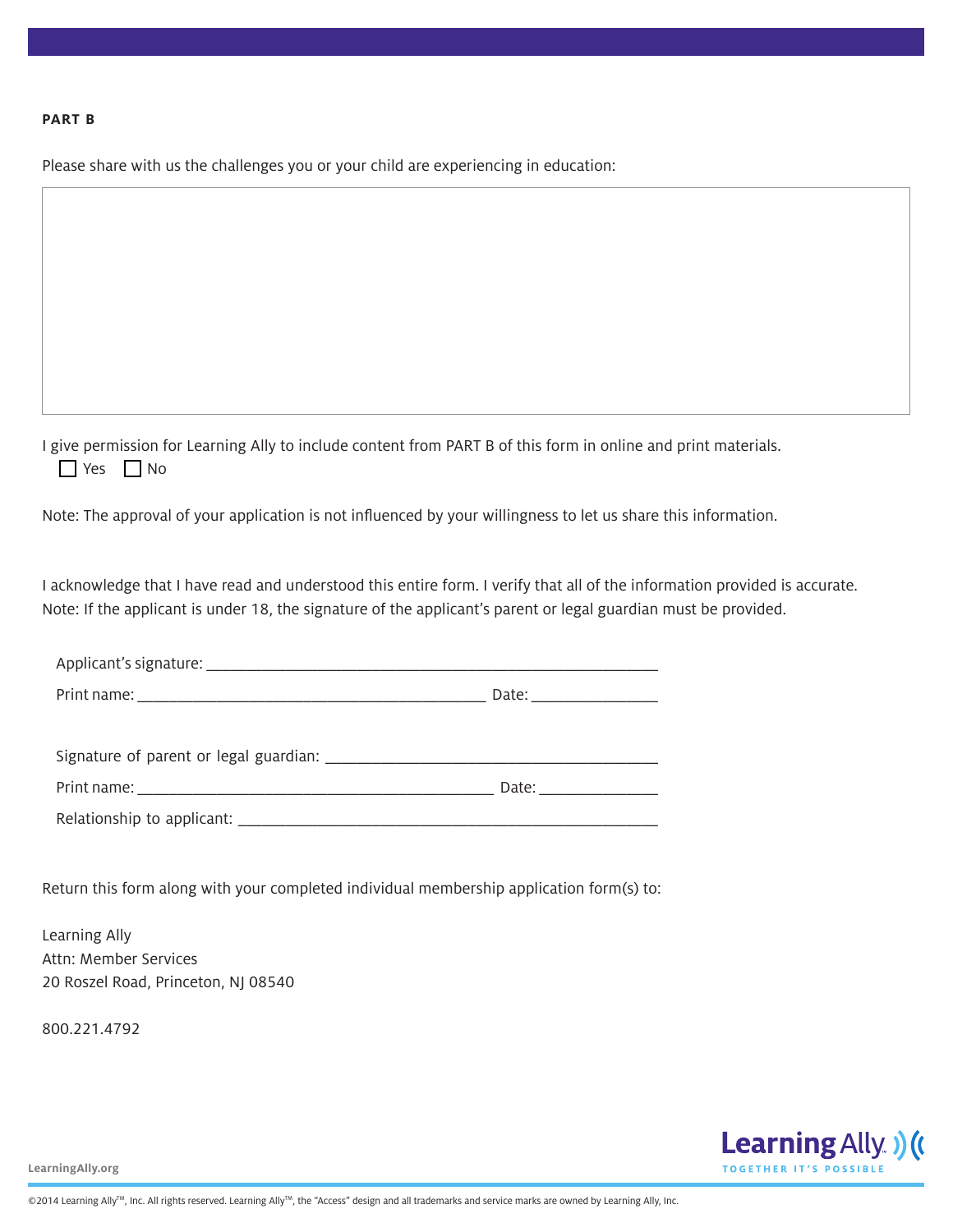**PART B**

Please share with us the challenges you or your child are experiencing in education:

I give permission for Learning Ally to include content from PART B of this form in online and print materials.

☐ Yes ☐ No

Note: The approval of your application is not influenced by your willingness to let us share this information.

I acknowledge that I have read and understood this entire form. I verify that all of the information provided is accurate.
Note: If the applicant is under 18, the signature of the applicant's parent or legal guardian must be provided.

Applicant's signature: ______________________________

Print name: ______________________________ Date: ______________

Signature of parent or legal guardian: ______________________________

Print name: ______________________________ Date: ______________

Relationship to applicant: ______________________________

Return this form along with your completed individual membership application form(s) to:

Learning Ally
Attn: Member Services
20 Roszel Road, Princeton, NJ 08540

800.221.4792

LearningAlly.org

Learning Ally
TOGETHER IT'S POSSIBLE

©2014 Learning Ally™, Inc. All rights reserved. Learning Ally™, the "Access" design and all trademarks and service marks are owned by Learning Ally, Inc.